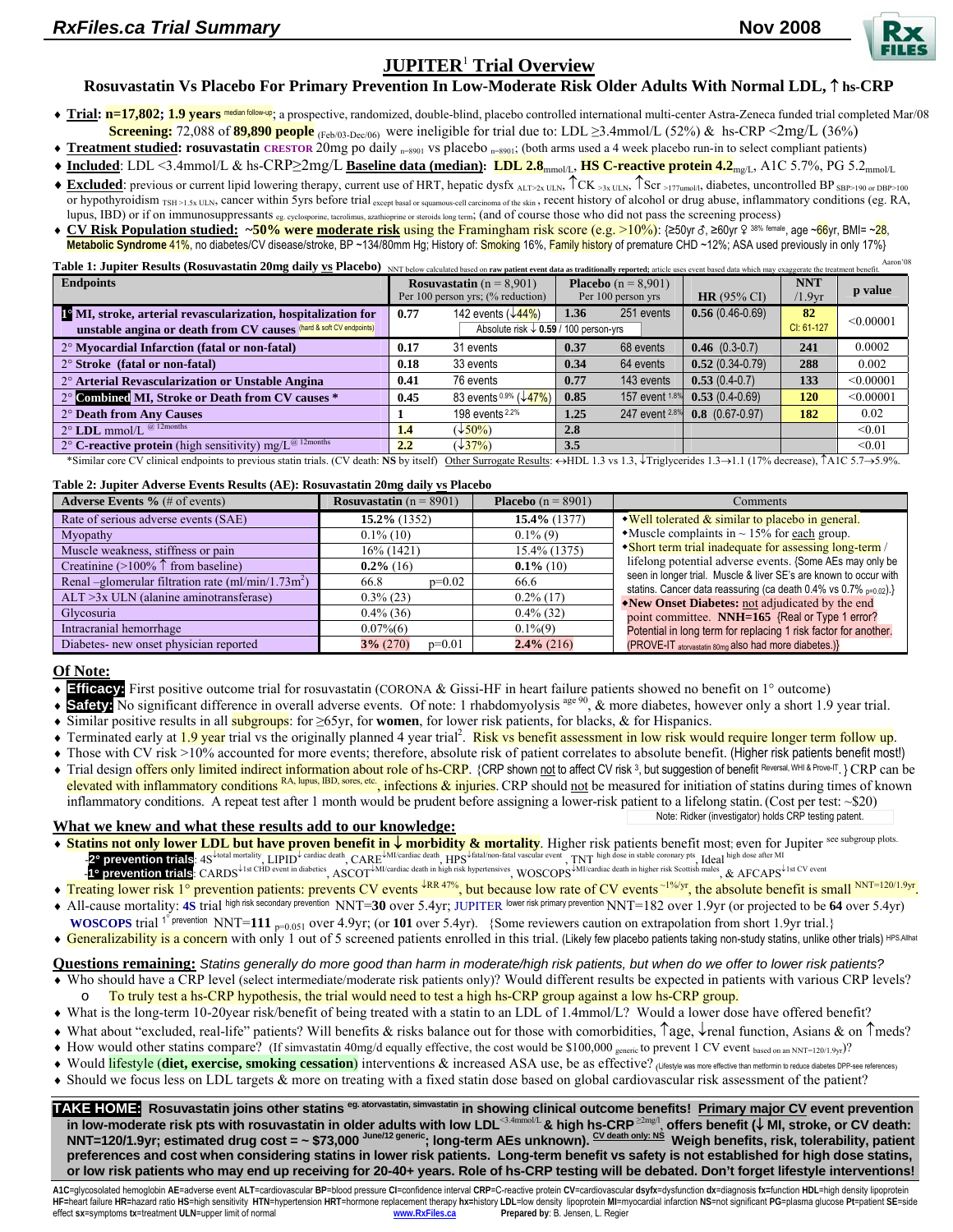**RxFiles.ca Trial Summary** **Nov 2008**

# JUPITER[1] Trial Overview

## Rosuvastatin Vs Placebo For Primary Prevention In Low-Moderate Risk Older Adults With Normal LDL, ↑ hs-CRP

- **Trial: n=17,802; 1.9 years** median follow-up; a prospective, randomized, double-blind, placebo controlled international multi-center Astra-Zeneca funded trial completed Mar/08
  **Screening:** 72,088 of **89,890 people** (Feb/03-Dec/06) were ineligible for trial due to: LDL ≥3.4mmol/L (52%) & hs-CRP <2mg/L (36%)
- **Treatment studied: rosuvastatin** CRESTOR 20mg po daily $_{n=8901}$ vs placebo $_{n=8901}$; (both arms used a 4 week placebo run-in to select compliant patients)
- **Included**: LDL <3.4mmol/L & hs-CRP≥2mg/L **Baseline data (median): LDL 2.8**$_{mmol/L}$, **HS C-reactive protein 4.2**$_{mg/L}$, A1C 5.7%, PG 5.2$_{mmol/L}$
- **Excluded**: previous or current lipid lowering therapy, current use of HRT, hepatic dysfx $_{ALT>2x\ ULN}$, ↑CK $_{>3x\ ULN}$, ↑Scr $_{>177umol/L}$, diabetes, uncontrolled BP $_{SBP>190\ or\ DBP>100}$ or hypothyroidism $_{TSH>1.5x\ ULN}$, cancer within 5yrs before trial except basal or squamous-cell carcinoma of the skin, recent history of alcohol or drug abuse, inflammatory conditions (eg. RA, lupus, IBD) or if on immunosuppressants eg. cyclosporine, tacrolimus, azathioprine or steroids long term; (and of course those who did not pass the screening process)
- **CV Risk Population studied: ~50% were moderate risk** using the Framingham risk score (e.g. >10%): {≥50yr ♂, ≥60yr ♀ 38% female, age ~66yr, BMI= ~28, Metabolic Syndrome 41%, no diabetes/CV disease/stroke, BP ~134/80mm Hg; History of: Smoking 16%, Family history of premature CHD ~12%; ASA used previously in only 17%}

**Table 1: Jupiter Results (Rosuvastatin 20mg daily vs Placebo)** NNT below calculated based on **raw patient event data as traditionally reported;** article uses event based data which may exaggerate the treatment benefit. Aaron'08

| Endpoints | Rosuvastatin (n = 8,901) Per 100 person yrs; (% reduction) | | Placebo (n = 8,901) Per 100 person yrs | | HR (95% CI) | NNT /1.9yr | p value |
|---|---|---|---|---|---|---|---|
| **1° MI, stroke, arterial revascularization, hospitalization for unstable angina or death from CV causes** (hard & soft CV endpoints) | **0.77** | 142 events (↓44%) Absolute risk ↓ **0.59** / 100 person-yrs | **1.36** | 251 events | **0.56** (0.46-0.69) | **82** CI: 61-127 | <0.00001 |
| 2° **Myocardial Infarction (fatal or non-fatal)** | **0.17** | 31 events | **0.37** | 68 events | **0.46** (0.3-0.7) | **241** | 0.0002 |
| 2° **Stroke (fatal or non-fatal)** | **0.18** | 33 events | **0.34** | 64 events | **0.52** (0.34-0.79) | **288** | 0.002 |
| 2° **Arterial Revascularization or Unstable Angina** | **0.41** | 76 events | **0.77** | 143 events | **0.53** (0.4-0.7) | **133** | <0.00001 |
| 2° **Combined MI, Stroke or Death from CV causes *** | **0.45** | 83 events 0.9% (↓47%) | **0.85** | 157 event 1.8% | **0.53** (0.4-0.69) | **120** | <0.00001 |
| 2° **Death from Any Causes** | **1** | 198 events 2.2% | **1.25** | 247 event 2.8% | **0.8** (0.67-0.97) | **182** | 0.02 |
| 2° **LDL** mmol/L @ 12months | **1.4** | (↓50%) | **2.8** | | | | <0.01 |
| 2° **C-reactive protein** (high sensitivity) mg/L @ 12months | **2.2** | (↓37%) | **3.5** | | | | <0.01 |

*Similar core CV clinical endpoints to previous statin trials. (CV death: **NS** by itself) Other Surrogate Results: ↔HDL 1.3 vs 1.3, ↓Triglycerides 1.3→1.1 (17% decrease), ↑A1C 5.7→5.9%.

**Table 2: Jupiter Adverse Events Results (AE): Rosuvastatin 20mg daily vs Placebo**

| Adverse Events % (# of events) | Rosuvastatin (n = 8901) | Placebo (n = 8901) | Comments |
|---|---|---|---|
| Rate of serious adverse events (SAE) | **15.2%** (1352) | **15.4%** (1377) | ◆Well tolerated & similar to placebo in general. ◆Muscle complaints in ~ 15% for each group. ◆Short term trial inadequate for assessing long-term / lifelong potential adverse events. {Some AEs may only be seen in longer trial. Muscle & liver SE's are known to occur with statins. Cancer data reassuring (ca death 0.4% vs 0.7% p=0.02).} ◆**New Onset Diabetes:** not adjudicated by the end point committee. **NNH=165** {Real or Type 1 error? Potential in long term for replacing 1 risk factor for another. (PROVE-IT atorvastatin 80mg also had more diabetes.)} |
| Myopathy | 0.1% (10) | 0.1% (9) | |
| Muscle weakness, stiffness or pain | 16% (1421) | 15.4% (1375) | |
| Creatinine (>100% ↑ from baseline) | **0.2%** (16) | **0.1%** (10) | |
| Renal –glomerular filtration rate (ml/min/1.73m²) | 66.8 p=0.02 | 66.6 | |
| ALT >3x ULN (alanine aminotransferase) | 0.3% (23) | 0.2% (17) | |
| Glycosuria | 0.4% (36) | 0.4% (32) | |
| Intracranial hemorrhage | 0.07%(6) | 0.1%(9) | |
| Diabetes- new onset physician reported | **3%** (270) p=0.01 | **2.4%** (216) | |

## Of Note:

- **Efficacy:** First positive outcome trial for rosuvastatin (CORONA & Gissi-HF in heart failure patients showed no benefit on 1° outcome)
- **Safety:** No significant difference in overall adverse events. Of note: 1 rhabdomyolysis age 90, & more diabetes, however only a short 1.9 year trial.
- Similar positive results in all subgroups: for ≥65yr, for **women**, for lower risk patients, for blacks, & for Hispanics.
- Terminated early at 1.9 year trial vs the originally planned 4 year trial[2]. Risk vs benefit assessment in low risk would require longer term follow up.
- Those with CV risk >10% accounted for more events; therefore, absolute risk of patient correlates to absolute benefit. (Higher risk patients benefit most!)
- Trial design offers only limited indirect information about role of hs-CRP. {CRP shown not to affect CV risk [3], but suggestion of benefit Reversal, WHI & Prove-IT. } CRP can be elevated with inflammatory conditions RA, lupus, IBD, sores, etc., infections & injuries. CRP should not be measured for initiation of statins during times of known inflammatory conditions. A repeat test after 1 month would be prudent before assigning a lower-risk patient to a lifelong statin. (Cost per test: ~$20)
  Note: Ridker (investigator) holds CRP testing patent.

## What we knew and what these results add to our knowledge:

- **Statins not only lower LDL but have proven benefit in ↓ morbidity & mortality**. Higher risk patients benefit most; even for Jupiter see subgroup plots.
  - **2° prevention trials**: 4S ↓total mortality, LIPID ↓ cardiac death, CARE ↓MI/cardiac death, HPS ↓fatal/non-fatal vascular event, TNT high dose in stable coronary pts, Ideal high dose after MI
  - **1° prevention trials**: CARDS ↓1st CHD event in diabetics, ASCOT ↓MI/cardiac death in high risk hypertensives, WOSCOPS ↓MI/cardiac death in higher risk Scottish males, & AFCAPS ↓1st CV event
- Treating lower risk 1° prevention patients: prevents CV events ↓RR 47%, but because low rate of CV events ~1%/yr, the absolute benefit is small NNT=120/1.9yr.
- All-cause mortality: **4S** trial high risk secondary prevention NNT=**30** over 5.4yr; JUPITER lower risk primary prevention NNT=182 over 1.9yr (or projected to be **64** over 5.4yr) **WOSCOPS** trial 1° prevention NNT=**111** p=0.051 over 4.9yr; (or **101** over 5.4yr). {Some reviewers caution on extrapolation from short 1.9yr trial.}
- Generalizability is a concern with only 1 out of 5 screened patients enrolled in this trial. (Likely few placebo patients taking non-study statins, unlike other trials) HPS,Allhat

**Questions remaining:** *Statins generally do more good than harm in moderate/high risk patients, but when do we offer to lower risk patients?*

- Who should have a CRP level (select intermediate/moderate risk patients only)? Would different results be expected in patients with various CRP levels?
  - To truly test a hs-CRP hypothesis, the trial would need to test a high hs-CRP group against a low hs-CRP group.
- What is the long-term 10-20year risk/benefit of being treated with a statin to an LDL of 1.4mmol/L? Would a lower dose have offered benefit?
- What about "excluded, real-life" patients? Will benefits & risks balance out for those with comorbidities, ↑age, ↓renal function, Asians & on ↑meds?
- How would other statins compare? (If simvastatin 40mg/d equally effective, the cost would be $100,000 generic to prevent 1 CV event based on an NNT=120/1.9yr)?
- Would lifestyle (**diet, exercise, smoking cessation**) interventions & increased ASA use, be as effective? (Lifestyle was more effective than metformin to reduce diabetes DPP-see references)
- Should we focus less on LDL targets & more on treating with a fixed statin dose based on global cardiovascular risk assessment of the patient?

**TAKE HOME: Rosuvastatin joins other statins eg. atorvastatin, simvastatin in showing clinical outcome benefits! Primary major CV event prevention in low-moderate risk pts with rosuvastatin in older adults with low LDL <3.4mmol/L & high hs-CRP ≥2mg/L offers benefit (↓ MI, stroke, or CV death: NNT=120/1.9yr; estimated drug cost = ~ $73,000 June/12 generic; long-term AEs unknown). CV death only: NS Weigh benefits, risk, tolerability, patient preferences and cost when considering statins in lower risk patients. Long-term benefit vs safety is not established for high dose statins, or low risk patients who may end up receiving for 20-40+ years. Role of hs-CRP testing will be debated. Don't forget lifestyle interventions!**

**A1C**=glycosolated hemoglobin **AE**=adverse event **ALT**=cardiovascular **BP**=blood pressure **CI**=confidence interval **CRP**=C-reactive protein **CV**=cardiovascular **dsyfx**=dysfunction **dx**=diagnosis **fx**=function **HDL**=high density lipoprotein **HF**=heart failure **HR**=hazard ratio **HS**=high sensitivity **HTN**=hypertension **HRT**=hormone replacement therapy **hx**=history **LDL**=low density lipoprotein **MI**=myocardial infarction **NS**=not significant **PG**=plasma glucose **Pt**=patient **SE**=side effect **sx**=symptoms **tx**=treatment **ULN**=upper limit of normal www.RxFiles.ca **Prepared by**: B. Jensen, L. Regier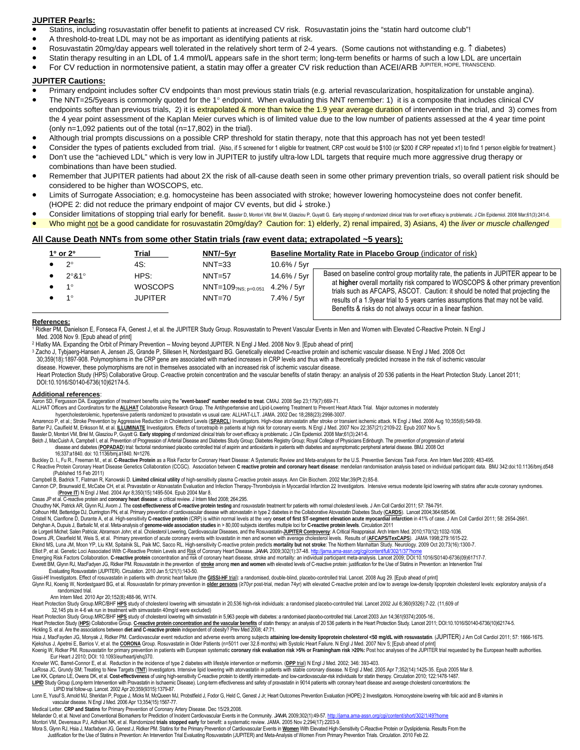## JUPITER Pearls:

- Statins, including rosuvastatin offer benefit to patients at increased CV risk. Rosuvastatin joins the "statin hard outcome club"!
- A threshold-to-treat LDL may not be as important as identifying patients at risk.
- Rosuvastatin 20mg/day appears well tolerated in the relatively short term of 2-4 years. (Some cautions not withstanding e.g. ↑ diabetes)
- Statin therapy resulting in an LDL of 1.4 mmol/L appears safe in the short term; long-term benefits or harms of such a low LDL are uncertain
- For CV reduction in normotensive patient, a statin may offer a greater CV risk reduction than ACEI/ARB JUPITER, HOPE, TRANSCEND.

## JUPITER Cautions:

- Primary endpoint includes softer CV endpoints than most previous statin trials (e.g. arterial revascularization, hospitalization for unstable angina).
- The NNT=25/5years is commonly quoted for the 1° endpoint. When evaluating this NNT remember: 1) it is a composite that includes clinical CV endpoints softer than previous trials, 2) it is extrapolated & more than twice the 1.9 year average duration of intervention in the trial, and 3) comes from the 4 year point assessment of the Kaplan Meier curves which is of limited value due to the low number of patients assessed at the 4 year time point {only n=1,092 patients out of the total (n=17,802) in the trial}.
- Although trial prompts discussions on a possible CRP threshold for statin therapy, note that this approach has not yet been tested!
- Consider the types of patients excluded from trial. {Also, if 5 screened for 1 eligible for treatment, CRP cost would be $100 (or $200 if CRP repeated x1) to find 1 person eligible for treatment.}
- Don't use the "achieved LDL" which is very low in JUPITER to justify ultra-low LDL targets that require much more aggressive drug therapy or combinations than have been studied.
- Remember that JUPITER patients had about 2X the risk of all-cause death seen in some other primary prevention trials, so overall patient risk should be considered to be higher than WOSCOPS, etc.
- Limits of Surrogate Association; e.g. homocysteine has been associated with stroke; however lowering homocysteine does not confer benefit. (HOPE 2: did not reduce the primary endpoint of major CV events, but did ↓ stroke.)
- Consider limitations of stopping trial early for benefit. Bassler D, Montori VM, Briel M, Glasziou P, Guyatt G. Early stopping of randomized clinical trials for overt efficacy is problematic. J Clin Epidemiol. 2008 Mar;61(3):241-6.
- Who might not be a good candidate for rosuvastatin 20mg/day? Caution for: 1) elderly, 2) renal impaired, 3) Asians, 4) the *liver or muscle challenged*

## All Cause Death NNTs from some other Statin trials (raw event data; extrapolated ~5 years):

| 1° or 2° | Trial | NNT/~5yr | Baseline Mortality Rate in Placebo Group (indicator of risk) |
|---|---|---|---|
| 2° | 4S: | NNT=33 | 10.6% / 5yr |
| 2°&1° | HPS: | NNT=57 | 14.6% / 5yr |
| 1° | WOSCOPS | NNT=109 ?NS; p=0.051 | 4.2% / 5yr |
| 1° | JUPITER | NNT=70 | 7.4% / 5yr |

Based on baseline control group mortality rate, the patients in JUPITER appear to be at **higher** overall mortality risk compared to WOSCOPS & other primary prevention trials such as AFCAPS, ASCOT. Caution: it should be noted that projecting the results of a 1.9year trial to 5 years carries assumptions that may not be valid. Benefits & risks do not always occur in a linear fashion.

**References:**

[1] Ridker PM, Danielson E, Fonseca FA, Genest J, et al. the JUPITER Study Group. Rosuvastatin to Prevent Vascular Events in Men and Women with Elevated C-Reactive Protein. N Engl J Med. 2008 Nov 9. [Epub ahead of print]

[2] Hlatky MA. Expanding the Orbit of Primary Prevention -- Moving beyond JUPITER. N Engl J Med. 2008 Nov 9. [Epub ahead of print]

[3] Zacho J, Tybjaerg-Hansen A, Jensen JS, Grande P, Sillesen H, Nordestgaard BG. Genetically elevated C-reactive protein and ischemic vascular disease. N Engl J Med. 2008 Oct 30;359(18):1897-908. Polymorphisms in the CRP gene are associated with marked increases in CRP levels and thus with a theoretically predicted increase in the risk of ischemic vascular disease. However, these polymorphisms are not in themselves associated with an increased risk of ischemic vascular disease.

Heart Protection Study (HPS) Collaborative Group. C-reactive protein concentration and the vascular benefits of statin therapy: an analysis of 20 536 patients in the Heart Protection Study. Lancet 2011; DOI:10.1016/S0140-6736(10)62174-5.

**Additional references**:

Aaron SD, Fergusson DA. Exaggeration of treatment benefits using the "**event-based" number needed to treat**. CMAJ. 2008 Sep 23;179(7):669-71.

ALLHAT Officers and Coordinators for the **ALLHAT** Collaborative Research Group. The Antihypertensive and Lipid-Lowering Treatment to Prevent Heart Attack Trial. Major outcomes in moderately hypercholesterolemic, hypertensive patients randomized to pravastatin vs usual care: ALLHAT-LLT. JAMA. 2002 Dec 18;288(23):2998-3007.

Amarenco P, et al.; Stroke Prevention by Aggressive Reduction in Cholesterol Levels (**SPARCL**) Investigators. High-dose atorvastatin after stroke or transient ischemic attack. N Engl J Med. 2006 Aug 10;355(6):549-59.

Barter PJ, Caulfield M, Eriksson M, et al. **ILLUMINATE** Investigators. Effects of torcetrapib in patients at high risk for coronary events. N Engl J Med. 2007 Nov 22;357(21):2109-22. Epub 2007 Nov 5.

Bassler D, Montori VM, Briel M, Glasziou P, Guyatt G. **Early stopping** of randomized clinical trials for overt efficacy is problematic. J Clin Epidemiol. 2008 Mar;61(3):241-6.

Belch J, MacCuish A, Campbell I, et al. Prevention of Progression of Arterial Disease and Diabetes Study Group; Diabetes Registry Group; Royal College of Physicians Edinburgh. The prevention of progression of arterial disease and diabetes (**POPADAD**) trial: factorial randomised placebo controlled trial of aspirin and antioxidants in patients with diabetes and asymptomatic peripheral arterial disease. BMJ. 2008 Oct 16;337:a1840. doi: 10.1136/bmj.a1840. N=1276.

Buckley D. I., Fu R., Freeman M., et al. **C-Reactive Protein** as a Risk Factor for Coronary Heart Disease: A Systematic Review and Meta-analyses for the U.S. Preventive Services Task Force. Ann Intern Med 2009; 483-495.

C Reactive Protein Coronary Heart Disease Genetics Collaboration (CCGC). Association between **C reactive protein and coronary heart disease**: mendelian randomisation analysis based on individual participant data. BMJ 342:doi:10.1136/bmj.d548 (Published 15 Feb 2011)

Campbell B, Badrick T, Flatman R, Kanowski D. **Limited clinical utility** of high-sensitivity plasma C-reactive protein assays. Ann Clin Biochem. 2002 Mar;39(Pt 2):85-8.

Cannon CP, Braunwald E, McCabe CH, et al. Pravastatin or Atorvastatin Evaluation and Infection Therapy-Thrombolysis in Myocardial Infarction 22 Investigators. Intensive versus moderate lipid lowering with statins after acute coronary syndromes. (**Prove IT**) N Engl J Med. 2004 Apr 8;350(15):1495-504. Epub 2004 Mar 8.

Casas JP et al. C-reactive protein and **coronary heart disease**: a critical review. J Intern Med 2008; 264:295.

Choudhry NK, Patrick AR, Glynn RJ, Avorn J. The **cost-effectiveness of C-reactive protein testing** and rosuvastatin treatment for patients with normal cholesterol levels. J Am Coll Cardiol 2011; 57: 784-791.

Colhoun HM, Betteridge DJ, Durrington PN, et al. Primary prevention of cardiovascular disease with atorvastatin in type 2 diabetes in the Collaborative Atorvastatin Diabetes Study (**CARDS**). Lancet 2004;364:685-96.

Cristell N, Cianflone D, Durante A, et al. High-sensitivity **C-reactive protein** (CRP) is within normal levels at the very **onset of first ST-segment elevation acute myocardial infarction** in 41% of case. J Am Coll Cardiol 2011; 58: 2654-2661.

Dehghan A, Dupuis J, Barbalic M, et al. Meta-analysis of **genome-wide association studies** in > 80,000 subjects identifies multiple loci for **C-reactive protein levels**. Circulation 2011

de Lorgeril Michel; Salen Patricia; Abramson John; et al. Cholesterol Lowering, Cardiovascular Diseases, and the Rosuvastatin-**JUPITER Controversy**: A Critical Reappraisal. Arch Intern Med. 2010;170(12):1032-1036.

Downs JR, Clearfield M, Weis S, et al. Primary prevention of acute coronary events with lovastatin in men and women with average cholesterol levels. Results of (**AFCAPS/TexCAPS**). JAMA 1998;279:1615-22.

Elkind MS, Luna JM, Moon YP, Liu KM, Spitalnik SL, Paik MC, Sacco RL. High-sensitivity C-reactive protein predicts **mortality but not stroke**: The Northern Manhattan Study. Neurology. 2009 Oct 20;73(16):1300-7.

Elliot P, et al. Genetic Loci Associated With C-Reactive Protein Levels and Risk of Coronary Heart Disease. *JAMA*. 2009;302(1):37-48. http://jama.ama-assn.org/cgi/content/full/302/1/37?home

Emerging Risk Factors Collaboration. **C-reactive protein** concentration and risk of coronary heart disease, stroke and mortality: an individual participant meta-analysis. Lancet 2009; DOI:10.1016/S0140-6736(09)61717-7.

Everett BM, Glynn RJ, MacFadyen JG, Ridker PM. Rosuvastatin in the prevention of **stroke** among **men and women** with elevated levels of C-reactive protein: justification for the Use of Statins in Prevention: an Intervention Trial Evaluating Rosuvastatin (JUPITER). Circulation. 2010 Jan 5;121(1):143-50.

Gissi-Hf Investigators. Effect of rosuvastatin in patients with chronic heart failure (the **GISSI-HF** trial): a randomised, double-blind, placebo-controlled trial. Lancet. 2008 Aug 29. [Epub ahead of print]

Glynn RJ, Koenig W, Nordestgaard BG, et al. Rosuvastatin for primary prevention in **older persons** (≥70yr post-trial, median 74yr) with elevated C-reactive protein and low to average low-density lipoprotein cholesterol levels: exploratory analysis of a randomized trial. Ann Intern Med. 2010 Apr 20;152(8):488-96, W174.

Heart Protection Study Group.MRC/BHF **HPS** study of cholesterol lowering with simvastatin in 20,536 high-risk individuals: a randomised placebo-controlled trial. Lancet 2002 Jul 6;360(9326):7-22. (11,609 of 32,145 pts in 4-6 wk run in treatment with simvastatin 40mg/d were excluded)

Heart Protection Study Group.MRC/BHF **HPS** study of cholesterol lowering with simvastatin in 5,963 people with diabetes: a randomised placebo-controlled trial. Lancet 2003 Jun 14;361(9374):2005-16..

Heart Protection Study (**HPS**) Collaborative Group. **C-reactive protein concentration and the vascular benefits** of statin therapy: an analysis of 20 536 patients in the Heart Protection Study. Lancet 2011; DOI:10.1016/S0140-6736(10)62174-5.

Hickling S. et al. Are the associations between **diet and C-reactive protein** independent of obesity? Prev Med 2008; 47:71.

Hsia J, MacFayden JG, Monyak J, Ridker PM. Cardiovascular event reduction and adverse events among subjects **attaining low-density lipoprotein cholesterol <50 mg/dL with rosuvastatin**. (JUPITER) J Am Coll Cardiol 2011; 57: 1666-1675.

Kjekshus J, Apetrei E, Barrios V, et al. the **CORONA** Group. Rosuvastatin in Older Patients (n=5011 over 32.8 months) with Systolic Heart Failure. N Engl J Med. 2007 Nov 5; [Epub ahead of print]

Koenig W, Ridker PM. Rosuvastatin for primary prevention in patients with European systematic **coronary risk evaluation risk >5% or Framingham risk >20%:** Post hoc analyses of the JUPITER trial requested by the European health authorities. Eur Heart J 2010; DOI: 10.1093/eurheartj/ehq370.

Knowler WC, Barret-Connor E, et al. Reduction in the incidence of type 2 diabetes with lifestyle intervention or metformin. (**DPP** trial) N Engl J Med. 2002; 346: 393-403.

LaRosa JC, Grundy SM; Treating to New Targets (**TNT**) Investigators. Intensive lipid lowering with atorvastatin in patients with stable coronary disease. N Engl J Med. 2005 Apr 7;352(14):1425-35. Epub 2005 Mar 8.

Lee KK, Cipriano LE, Owens DK, et al. **Cost-effectiveness** of using high-sensitivity C-reactive protein to identify intermediate- and low-cardiovascular-risk individuals for statin therapy. Circulation 2010; 122:1478-1487.

**LIPID** Study Group (Long-term Intervention with Pravastatin in Ischaemic Disease). Long-term effectiveness and safety of pravastatin in 9014 patients with coronary heart disease and average cholesterol concentrations: the LIPID trial follow-up. Lancet. 2002 Apr 20;359(9315):1379-87.

Lonn E, Yusuf S, Arnold MJ, Sheridan P, Pogue J, Micks M, McQueen MJ, Probstfield J, Fodor G, Held C, Genest J Jr; Heart Outcomes Prevention Evaluation (HOPE) 2 Investigators. Homocysteine lowering with folic acid and B vitamins in vascular disease. N Engl J Med. 2006 Apr 13;354(15):1567-77.

Medical Letter. **CRP and Statins** for Primary Prevention of Coronary Artery Disease. Dec 15/29,2008.

Mellander O, et al. Novel and Conventional Biomarkers for Prediction of Incident Cardiovascular Events in the Community. *JAMA* 2009;302(1):49-57. http://jama.ama-assn.org/cgi/content/short/302/1/49?home

Montori VM, Devereaux PJ, Adhikari NK, et al. Randomized **trials stopped early** for benefit: a systematic review. JAMA. 2005 Nov 2;294(17):2203-9.

Mora S, Glynn RJ, Hsia J, Macfadyen JG, Genest J, Ridker PM. Statins for the Primary Prevention of Cardiovascular Events in **Women** With Elevated High-Sensitivity C-Reactive Protein or Dyslipidemia. Results From the Justification for the Use of Statins in Prevention: An Intervention Trial Evaluating Rosuvastatin (JUPITER) and Meta-Analysis of Women From Primary Prevention Trials. Circulation. 2010 Feb 22.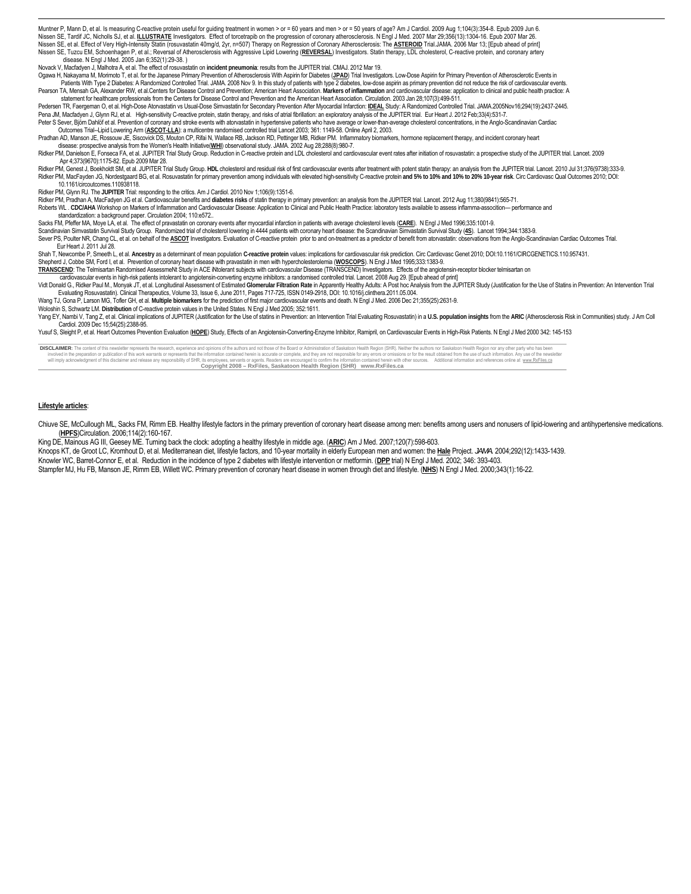Muntner P, Mann D, et al. Is measuring C-reactive protein useful for guiding treatment in women > or = 60 years and men > or = 50 years of age? Am J Cardiol. 2009 Aug 1;104(3):354-8. Epub 2009 Jun 6.

Nissen SE, Tardif JC, Nicholls SJ, et al. **ILLUSTRATE** Investigators. Effect of torcetrapib on the progression of coronary atherosclerosis. N Engl J Med. 2007 Mar 29;356(13):1304-16. Epub 2007 Mar 26.

Nissen SE, et al. Effect of Very High-Intensity Statin (rosuvastatin 40mg/d, 2yr, n=507) Therapy on Regression of Coronary Atherosclerosis: The **ASTEROID** Trial.JAMA. 2006 Mar 13; [Epub ahead of print]

Nissen SE, Tuzcu EM, Schoenhagen P, et al.; Reversal of Atherosclerosis with Aggressive Lipid Lowering (**REVERSAL**) Investigators. Statin therapy, LDL cholesterol, C-reactive protein, and coronary artery disease. N Engl J Med. 2005 Jan 6;352(1):29-38. )

Novack V, Macfadyen J, Malhotra A, et al. The effect of rosuvastatin on **incident pneumonia**: results from the JUPITER trial. CMAJ. 2012 Mar 19.

Ogawa H, Nakayama M, Morimoto T, et al. for the Japanese Primary Prevention of Atherosclerosis With Aspirin for Diabetes (**JPAD**) Trial Investigators. Low-Dose Aspirin for Primary Prevention of Atherosclerotic Events in Patients With Type 2 Diabetes: A Randomized Controlled Trial. JAMA. 2008 Nov 9. In this study of patients with type 2 diabetes, low-dose aspirin as primary prevention did not reduce the risk of cardiovascular events.

Pearson TA, Mensah GA, Alexander RW, et al.Centers for Disease Control and Prevention; American Heart Association. **Markers of inflammation** and cardiovascular disease: application to clinical and public health practice: A statement for healthcare professionals from the Centers for Disease Control and Prevention and the American Heart Association. Circulation. 2003 Jan 28;107(3):499-511.

Pedersen TR, Faergeman O, et al. High-Dose Atorvastatin vs Usual-Dose Simvastatin for Secondary Prevention After Myocardial Infarction: **IDEAL** Study: A Randomized Controlled Trial. JAMA.2005Nov16;294(19):2437-2445.

Pena JM, Macfadyen J, Glynn RJ, et al. High-sensitivity C-reactive protein, statin therapy, and risks of atrial fibrillation: an exploratory analysis of the JUPITER trial. Eur Heart J. 2012 Feb;33(4):531-7.

Peter S Sever, Björn Dahlöf et al. Prevention of coronary and stroke events with atorvastatin in hypertensive patients who have average or lower-than-average cholesterol concentrations, in the Anglo-Scandinavian Cardiac Outcomes Trial--Lipid Lowering Arm (**ASCOT-LLA**): a multicentre randomised controlled trial Lancet 2003; 361: 1149-58. Online April 2, 2003.

Pradhan AD, Manson JE, Rossouw JE, Siscovick DS, Mouton CP, Rifai N, Wallace RB, Jackson RD, Pettinger MB, Ridker PM. Inflammatory biomarkers, hormone replacement therapy, and incident coronary heart disease: prospective analysis from the Women's Health Initiative(**WHI**) observational study. JAMA. 2002 Aug 28;288(8):980-7.

Ridker PM, Danielson E, Fonseca FA, et al. JUPITER Trial Study Group. Reduction in C-reactive protein and LDL cholesterol and cardiovascular event rates after initiation of rosuvastatin: a prospective study of the JUPITER trial. Lancet. 2009 Apr 4;373(9670):1175-82. Epub 2009 Mar 28.

Ridker PM, Genest J, Boekholdt SM, et al. JUPITER Trial Study Group. **HDL** cholesterol and residual risk of first cardiovascular events after treatment with potent statin therapy: an analysis from the JUPITER trial. Lancet. 2010 Jul 31;376(9738):333-9.

Ridker PM, MacFayden JG, Nordestgaard BG, et al. Rosuvastatin for primary prevention among individuals with elevated high-sensitivity C-reactive protein **and 5% to 10% and 10% to 20% 10-year risk**. Circ Cardiovasc Qual Outcomes 2010; DOI: 10.1161/circoutcomes.110938118.

Ridker PM, Glynn RJ. The **JUPITER** Trial: responding to the critics. Am J Cardiol. 2010 Nov 1;106(9):1351-6.

Ridker PM, Pradhan A, MacFadyen JG et al. Cardiovascular benefits and **diabetes risks** of statin therapy in primary prevention: an analysis from the JUPITER trial. Lancet. 2012 Aug 11;380(9841):565-71.

Roberts WL . **CDC/AHA** Workshop on Markers of Inflammation and Cardiovascular Disease: Application to Clinical and Public Health Practice: laboratory tests available to assess inflamma-associtlon— performance and standardization: a background paper. Circulation 2004; 110:e572..

Sacks FM, Pfeffer MA, Moye LA, et al. The effect of pravastatin on coronary events after myocardial infarction in patients with average cholesterol levels (**CARE**). N Engl J Med 1996;335:1001-9.

Scandinavian Simvastatin Survival Study Group. Randomized trial of cholesterol lowering in 4444 patients with coronary heart disease: the Scandinavian Simvastatin Survival Study (**4S**). Lancet 1994;344:1383-9.

Sever PS, Poulter NR, Chang CL, et al. on behalf of the **ASCOT** Investigators. Evaluation of C-reactive protein prior to and on-treatment as a predictor of benefit from atorvastatin: observations from the Anglo-Scandinavian Cardiac Outcomes Trial. Eur Heart J. 2011 Jul 28.

Shah T, Newcombe P, Smeeth L, et al. **Ancestry** as a determinant of mean population **C-reactive protein** values: implications for cardiovascular risk prediction. Circ Cardiovasc Genet 2010; DOI:10.1161/CIRCGENETICS.110.957431.

Shepherd J, Cobbe SM, Ford I, et al. Prevention of coronary heart disease with pravastatin in men with hypercholesterolemia (**WOSCOPS**). N Engl J Med 1995;333:1383-9.

**TRANSCEND**: The Telmisartan Randomised AssessmeNt Study in ACE iNtolerant subjects with cardiovascular Disease (TRANSCEND) Investigators. Effects of the angiotensin-receptor blocker telmisartan on cardiovascular events in high-risk patients intolerant to angiotensin-converting enzyme inhibitors: a randomised controlled trial. Lancet. 2008 Aug 29. [Epub ahead of print]

Vidt Donald G., Ridker Paul M., Monyak JT, et al. Longitudinal Assessment of Estimated **Glomerular Filtration Rate** in Apparently Healthy Adults: A Post hoc Analysis from the JUPITER Study (Justification for the Use of Statins in Prevention: An Intervention Trial Evaluating Rosuvastatin). Clinical Therapeutics, Volume 33, Issue 6, June 2011, Pages 717-725, ISSN 0149-2918, DOI: 10.1016/j.clinthera.2011.05.004.

Wang TJ, Gona P, Larson MG, Tofler GH, et al. **Multiple biomarkers** for the prediction of first major cardiovascular events and death. N Engl J Med. 2006 Dec 21;355(25):2631-9.

Woloshin S, Schwartz LM. **Distribution** of C-reactive protein values in the United States. N Engl J Med 2005; 352:1611.

Yang EY, Nambi V, Tang Z, et al. Clinical implications of JUPITER (Justification for the Use of statins in Prevention: an Intervention Trial Evaluating Rosuvastatin) in a **U.S. population insights** from the **ARIC** (Atherosclerosis Risk in Communities) study. J Am Coll Cardiol. 2009 Dec 15;54(25):2388-95.

Yusuf S, Sleight P, et al. Heart Outcomes Prevention Evaluation (**HOPE**) Study, Effects of an Angiotensin-Converting-Enzyme Inhibitor, Ramipril, on Cardiovascular Events in High-Risk Patients. N Engl J Med 2000 342: 145-153

---

**DISCLAIMER:** The content of this newsletter represents the research, experience and opinions of the authors and not those of the Board or Administration of Saskatoon Health Region (SHR). Neither the authors nor Saskatoon Health Region nor any other party who has been involved in the preparation or publication of this work warrants or represents that the information contained herein is accurate or complete, and they are not responsible for any errors or omissions or for the result obtained from the use of such information. Any use of the newsletter will imply acknowledgment of this disclaimer and release any responsibility of SHR, its employees, servants or agents. Readers are encouraged to confirm the information contained herein with other sources. Additional information and references online at www.RxFiles.ca

**Copyright 2008 – RxFiles, Saskatoon Health Region (SHR) www.RxFiles.ca**

---

**Lifestyle articles**:

Chiuve SE, McCullough ML, Sacks FM, Rimm EB. Healthy lifestyle factors in the primary prevention of coronary heart disease among men: benefits among users and nonusers of lipid-lowering and antihypertensive medications. (**HPFS**)Circulation. 2006;114(2):160-167.

King DE, Mainous AG III, Geesey ME. Turning back the clock: adopting a healthy lifestyle in middle age. (**ARIC**) Am J Med. 2007;120(7):598-603.

Knoops KT, de Groot LC, Kromhout D, et al. Mediterranean diet, lifestyle factors, and 10-year mortality in elderly European men and women: the **Hale** Project. *JAMA*. 2004;292(12):1433-1439.

Knowler WC, Barret-Connor E, et al. Reduction in the incidence of type 2 diabetes with lifestyle intervention or metformin. (**DPP** trial) N Engl J Med. 2002; 346: 393-403.

Stampfer MJ, Hu FB, Manson JE, Rimm EB, Willett WC. Primary prevention of coronary heart disease in women through diet and lifestyle. (**NHS**) N Engl J Med. 2000;343(1):16-22.